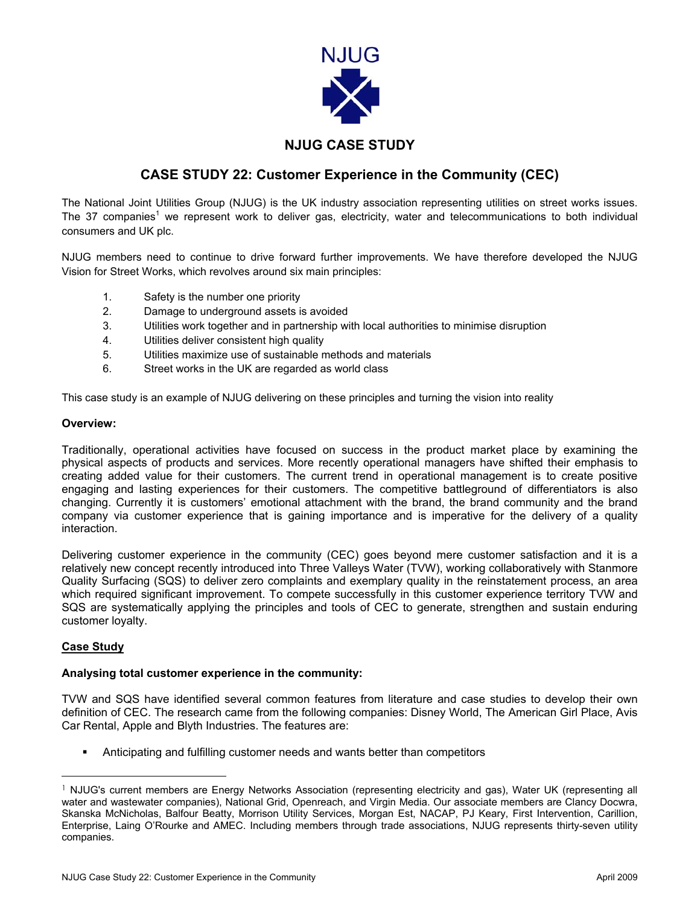NJUG

# NJUG CASE STUDY

## CASE STUDY 22: Customer Experience in the Community (CEC)

The National Joint Utilities Group (NJUG) is the UK industry association representing utilities on street works issues. The 37 companies[1] we represent work to deliver gas, electricity, water and telecommunications to both individual consumers and UK plc.

NJUG members need to continue to drive forward further improvements. We have therefore developed the NJUG Vision for Street Works, which revolves around six main principles:

1. Safety is the number one priority
2. Damage to underground assets is avoided
3. Utilities work together and in partnership with local authorities to minimise disruption
4. Utilities deliver consistent high quality
5. Utilities maximize use of sustainable methods and materials
6. Street works in the UK are regarded as world class

This case study is an example of NJUG delivering on these principles and turning the vision into reality

**Overview:**

Traditionally, operational activities have focused on success in the product market place by examining the physical aspects of products and services. More recently operational managers have shifted their emphasis to creating added value for their customers. The current trend in operational management is to create positive engaging and lasting experiences for their customers. The competitive battleground of differentiators is also changing. Currently it is customers' emotional attachment with the brand, the brand community and the brand company via customer experience that is gaining importance and is imperative for the delivery of a quality interaction.

Delivering customer experience in the community (CEC) goes beyond mere customer satisfaction and it is a relatively new concept recently introduced into Three Valleys Water (TVW), working collaboratively with Stanmore Quality Surfacing (SQS) to deliver zero complaints and exemplary quality in the reinstatement process, an area which required significant improvement. To compete successfully in this customer experience territory TVW and SQS are systematically applying the principles and tools of CEC to generate, strengthen and sustain enduring customer loyalty.

**Case Study**

**Analysing total customer experience in the community:**

TVW and SQS have identified several common features from literature and case studies to develop their own definition of CEC. The research came from the following companies: Disney World, The American Girl Place, Avis Car Rental, Apple and Blyth Industries. The features are:

- Anticipating and fulfilling customer needs and wants better than competitors

[1] NJUG's current members are Energy Networks Association (representing electricity and gas), Water UK (representing all water and wastewater companies), National Grid, Openreach, and Virgin Media. Our associate members are Clancy Docwra, Skanska McNicholas, Balfour Beatty, Morrison Utility Services, Morgan Est, NACAP, PJ Keary, First Intervention, Carillion, Enterprise, Laing O'Rourke and AMEC. Including members through trade associations, NJUG represents thirty-seven utility companies.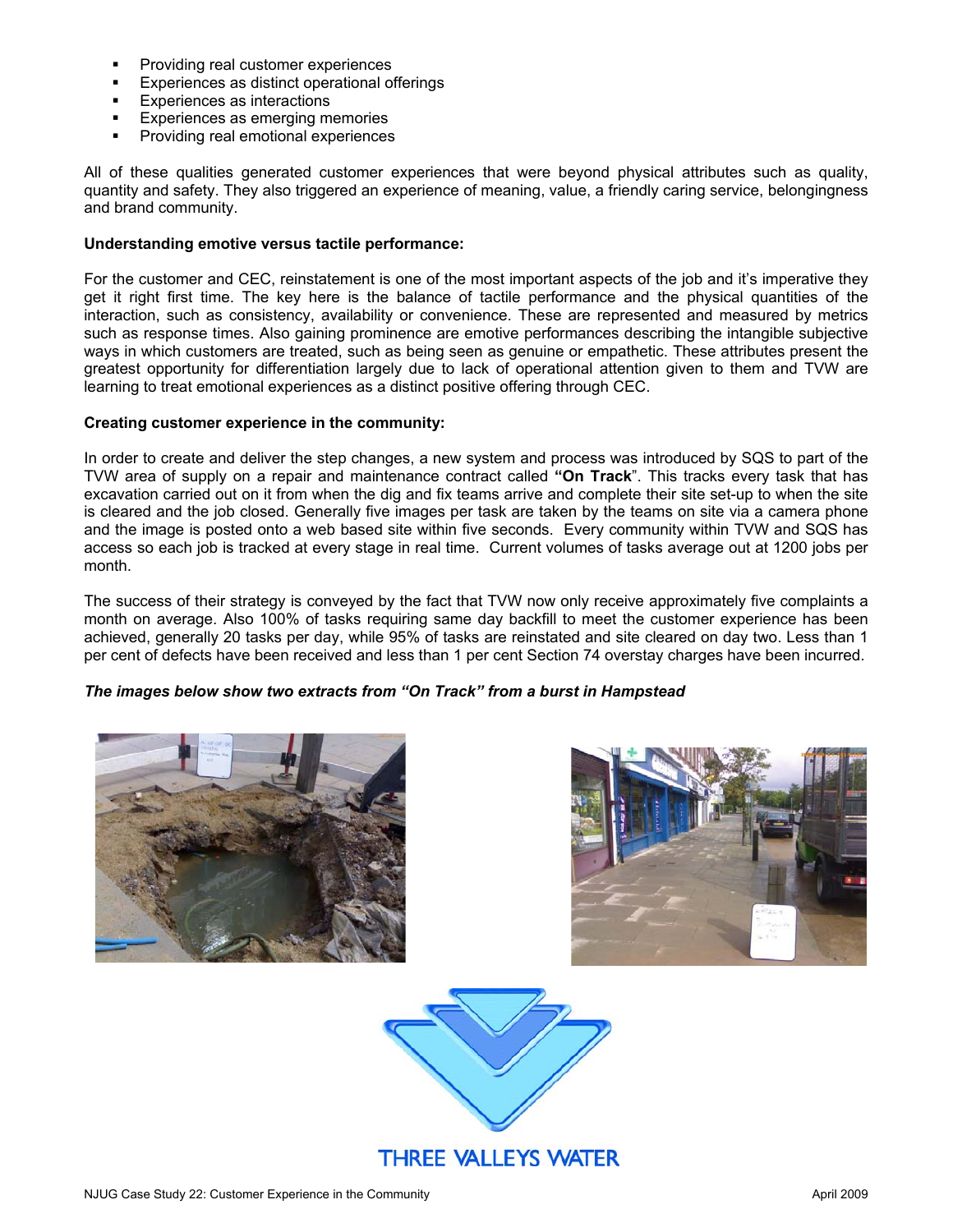- Providing real customer experiences
- Experiences as distinct operational offerings
- Experiences as interactions
- Experiences as emerging memories
- Providing real emotional experiences

All of these qualities generated customer experiences that were beyond physical attributes such as quality, quantity and safety. They also triggered an experience of meaning, value, a friendly caring service, belongingness and brand community.

**Understanding emotive versus tactile performance:**

For the customer and CEC, reinstatement is one of the most important aspects of the job and it's imperative they get it right first time. The key here is the balance of tactile performance and the physical quantities of the interaction, such as consistency, availability or convenience. These are represented and measured by metrics such as response times. Also gaining prominence are emotive performances describing the intangible subjective ways in which customers are treated, such as being seen as genuine or empathetic. These attributes present the greatest opportunity for differentiation largely due to lack of operational attention given to them and TVW are learning to treat emotional experiences as a distinct positive offering through CEC.

**Creating customer experience in the community:**

In order to create and deliver the step changes, a new system and process was introduced by SQS to part of the TVW area of supply on a repair and maintenance contract called **"On Track**". This tracks every task that has excavation carried out on it from when the dig and fix teams arrive and complete their site set-up to when the site is cleared and the job closed. Generally five images per task are taken by the teams on site via a camera phone and the image is posted onto a web based site within five seconds. Every community within TVW and SQS has access so each job is tracked at every stage in real time. Current volumes of tasks average out at 1200 jobs per month.

The success of their strategy is conveyed by the fact that TVW now only receive approximately five complaints a month on average. Also 100% of tasks requiring same day backfill to meet the customer experience has been achieved, generally 20 tasks per day, while 95% of tasks are reinstated and site cleared on day two. Less than 1 per cent of defects have been received and less than 1 per cent Section 74 overstay charges have been incurred.

***The images below show two extracts from "On Track" from a burst in Hampstead***

THREE VALLEYS WATER